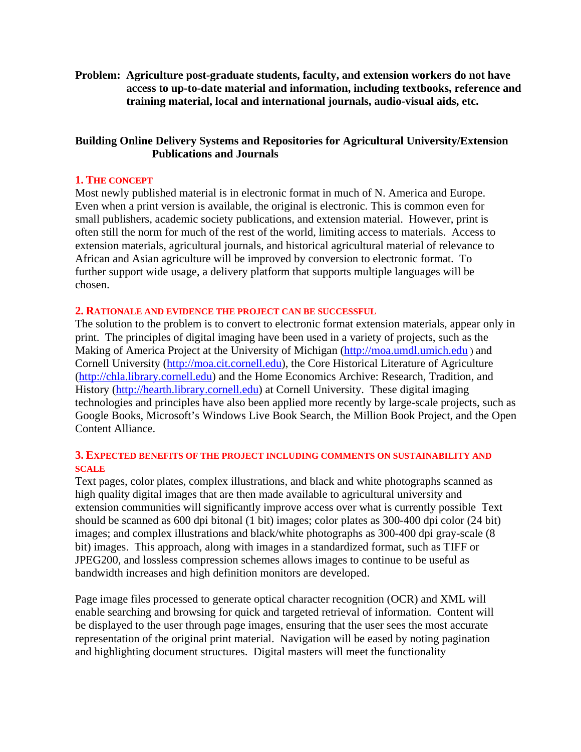**Problem: Agriculture post-graduate students, faculty, and extension workers do not have access to up-to-date material and information, including textbooks, reference and training material, local and international journals, audio-visual aids, etc.**

# Building Online Delivery Systems and Repositories for Agricultural University/Extension Publications and Journals

## 1. The concept

Most newly published material is in electronic format in much of N. America and Europe. Even when a print version is available, the original is electronic. This is common even for small publishers, academic society publications, and extension material. However, print is often still the norm for much of the rest of the world, limiting access to materials. Access to extension materials, agricultural journals, and historical agricultural material of relevance to African and Asian agriculture will be improved by conversion to electronic format. To further support wide usage, a delivery platform that supports multiple languages will be chosen.

## 2. Rationale and evidence the project can be successful

The solution to the problem is to convert to electronic format extension materials, appear only in print. The principles of digital imaging have been used in a variety of projects, such as the Making of America Project at the University of Michigan (http://moa.umdl.umich.edu ) and Cornell University (http://moa.cit.cornell.edu), the Core Historical Literature of Agriculture (http://chla.library.cornell.edu) and the Home Economics Archive: Research, Tradition, and History (http://hearth.library.cornell.edu) at Cornell University. These digital imaging technologies and principles have also been applied more recently by large-scale projects, such as Google Books, Microsoft's Windows Live Book Search, the Million Book Project, and the Open Content Alliance.

## 3. Expected benefits of the project including comments on sustainability and scale

Text pages, color plates, complex illustrations, and black and white photographs scanned as high quality digital images that are then made available to agricultural university and extension communities will significantly improve access over what is currently possible Text should be scanned as 600 dpi bitonal (1 bit) images; color plates as 300-400 dpi color (24 bit) images; and complex illustrations and black/white photographs as 300-400 dpi gray-scale (8 bit) images. This approach, along with images in a standardized format, such as TIFF or JPEG200, and lossless compression schemes allows images to continue to be useful as bandwidth increases and high definition monitors are developed.

Page image files processed to generate optical character recognition (OCR) and XML will enable searching and browsing for quick and targeted retrieval of information. Content will be displayed to the user through page images, ensuring that the user sees the most accurate representation of the original print material. Navigation will be eased by noting pagination and highlighting document structures. Digital masters will meet the functionality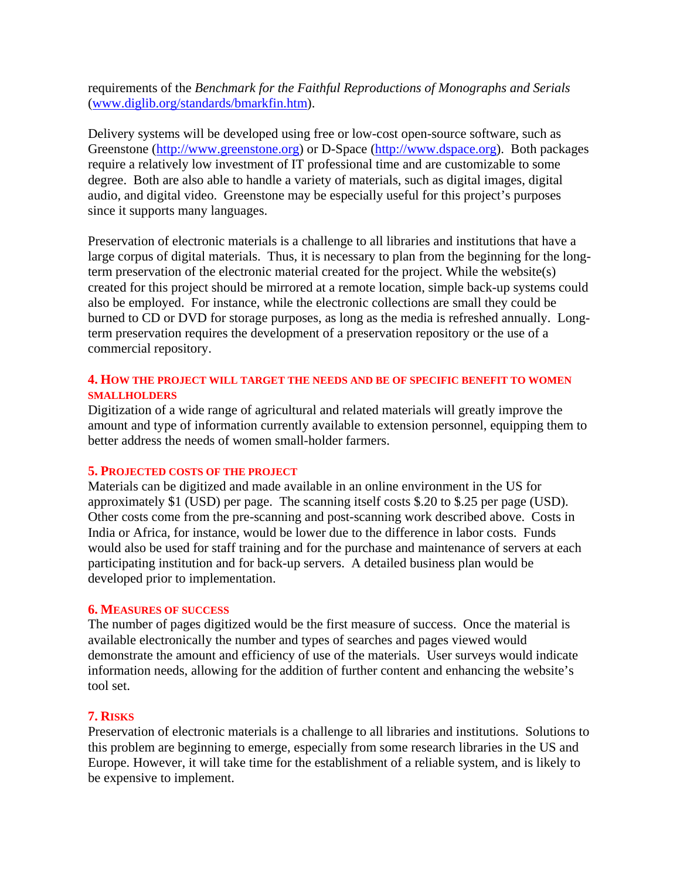requirements of the *Benchmark for the Faithful Reproductions of Monographs and Serials* (www.diglib.org/standards/bmarkfin.htm).

Delivery systems will be developed using free or low-cost open-source software, such as Greenstone (http://www.greenstone.org) or D-Space (http://www.dspace.org). Both packages require a relatively low investment of IT professional time and are customizable to some degree. Both are also able to handle a variety of materials, such as digital images, digital audio, and digital video. Greenstone may be especially useful for this project's purposes since it supports many languages.

Preservation of electronic materials is a challenge to all libraries and institutions that have a large corpus of digital materials. Thus, it is necessary to plan from the beginning for the long-term preservation of the electronic material created for the project. While the website(s) created for this project should be mirrored at a remote location, simple back-up systems could also be employed. For instance, while the electronic collections are small they could be burned to CD or DVD for storage purposes, as long as the media is refreshed annually. Long-term preservation requires the development of a preservation repository or the use of a commercial repository.

### 4. How the project will target the needs and be of specific benefit to women smallholders

Digitization of a wide range of agricultural and related materials will greatly improve the amount and type of information currently available to extension personnel, equipping them to better address the needs of women small-holder farmers.

### 5. Projected costs of the project

Materials can be digitized and made available in an online environment in the US for approximately $1 (USD) per page. The scanning itself costs $.20 to $.25 per page (USD). Other costs come from the pre-scanning and post-scanning work described above. Costs in India or Africa, for instance, would be lower due to the difference in labor costs. Funds would also be used for staff training and for the purchase and maintenance of servers at each participating institution and for back-up servers. A detailed business plan would be developed prior to implementation.

### 6. Measures of success

The number of pages digitized would be the first measure of success. Once the material is available electronically the number and types of searches and pages viewed would demonstrate the amount and efficiency of use of the materials. User surveys would indicate information needs, allowing for the addition of further content and enhancing the website's tool set.

### 7. Risks

Preservation of electronic materials is a challenge to all libraries and institutions. Solutions to this problem are beginning to emerge, especially from some research libraries in the US and Europe. However, it will take time for the establishment of a reliable system, and is likely to be expensive to implement.